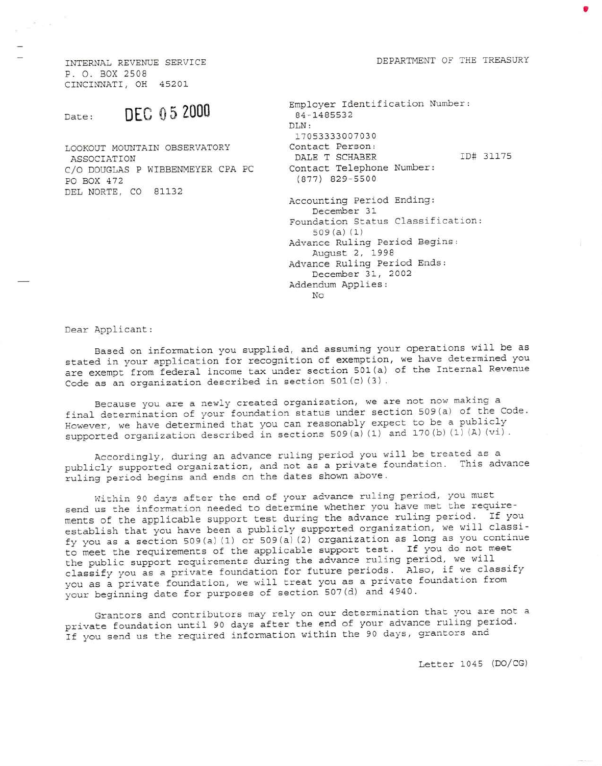INTERNAL REVENUE SERVICE
P. O. BOX 2508
CINCINNATI, OH 45201

DEPARTMENT OF THE TREASURY

Date: **DEC 05 2000**

LOOKOUT MOUNTAIN OBSERVATORY
ASSOCIATION
C/O DOUGLAS P WIBBENMEYER CPA PC
PO BOX 472
DEL NORTE, CO 81132

Employer Identification Number:
84-1485532
DLN:
17053333007030
Contact Person:
DALE T SCHABER ID# 31175
Contact Telephone Number:
(877) 829-5500

Accounting Period Ending:
December 31
Foundation Status Classification:
509(a)(1)
Advance Ruling Period Begins:
August 2, 1998
Advance Ruling Period Ends:
December 31, 2002
Addendum Applies:
No

Dear Applicant:

Based on information you supplied, and assuming your operations will be as stated in your application for recognition of exemption, we have determined you are exempt from federal income tax under section 501(a) of the Internal Revenue Code as an organization described in section 501(c)(3).

Because you are a newly created organization, we are not now making a final determination of your foundation status under section 509(a) of the Code. However, we have determined that you can reasonably expect to be a publicly supported organization described in sections 509(a)(1) and 170(b)(1)(A)(vi).

Accordingly, during an advance ruling period you will be treated as a publicly supported organization, and not as a private foundation. This advance ruling period begins and ends on the dates shown above.

Within 90 days after the end of your advance ruling period, you must send us the information needed to determine whether you have met the requirements of the applicable support test during the advance ruling period. If you establish that you have been a publicly supported organization, we will classify you as a section 509(a)(1) or 509(a)(2) organization as long as you continue to meet the requirements of the applicable support test. If you do not meet the public support requirements during the advance ruling period, we will classify you as a private foundation for future periods. Also, if we classify you as a private foundation, we will treat you as a private foundation from your beginning date for purposes of section 507(d) and 4940.

Grantors and contributors may rely on our determination that you are not a private foundation until 90 days after the end of your advance ruling period. If you send us the required information within the 90 days, grantors and

Letter 1045 (DO/CG)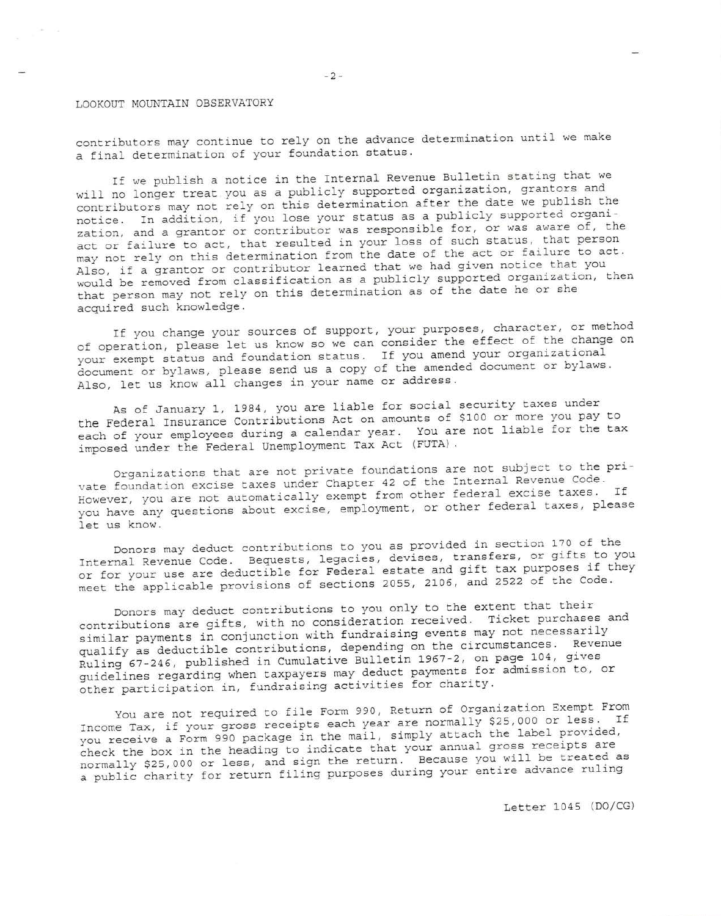LOOKOUT MOUNTAIN OBSERVATORY

contributors may continue to rely on the advance determination until we make a final determination of your foundation status.

If we publish a notice in the Internal Revenue Bulletin stating that we will no longer treat you as a publicly supported organization, grantors and contributors may not rely on this determination after the date we publish the notice. In addition, if you lose your status as a publicly supported organization, and a grantor or contributor was responsible for, or was aware of, the act or failure to act, that resulted in your loss of such status, that person may not rely on this determination from the date of the act or failure to act. Also, if a grantor or contributor learned that we had given notice that you would be removed from classification as a publicly supported organization, then that person may not rely on this determination as of the date he or she acquired such knowledge.

If you change your sources of support, your purposes, character, or method of operation, please let us know so we can consider the effect of the change on your exempt status and foundation status. If you amend your organizational document or bylaws, please send us a copy of the amended document or bylaws. Also, let us know all changes in your name or address.

As of January 1, 1984, you are liable for social security taxes under the Federal Insurance Contributions Act on amounts of $100 or more you pay to each of your employees during a calendar year. You are not liable for the tax imposed under the Federal Unemployment Tax Act (FUTA).

Organizations that are not private foundations are not subject to the private foundation excise taxes under Chapter 42 of the Internal Revenue Code. However, you are not automatically exempt from other federal excise taxes. If you have any questions about excise, employment, or other federal taxes, please let us know.

Donors may deduct contributions to you as provided in section 170 of the Internal Revenue Code. Bequests, legacies, devises, transfers, or gifts to you or for your use are deductible for Federal estate and gift tax purposes if they meet the applicable provisions of sections 2055, 2106, and 2522 of the Code.

Donors may deduct contributions to you only to the extent that their contributions are gifts, with no consideration received. Ticket purchases and similar payments in conjunction with fundraising events may not necessarily qualify as deductible contributions, depending on the circumstances. Revenue Ruling 67-246, published in Cumulative Bulletin 1967-2, on page 104, gives guidelines regarding when taxpayers may deduct payments for admission to, or other participation in, fundraising activities for charity.

You are not required to file Form 990, Return of Organization Exempt From Income Tax, if your gross receipts each year are normally $25,000 or less. If you receive a Form 990 package in the mail, simply attach the label provided, check the box in the heading to indicate that your annual gross receipts are normally $25,000 or less, and sign the return. Because you will be treated as a public charity for return filing purposes during your entire advance ruling

Letter 1045 (DO/CG)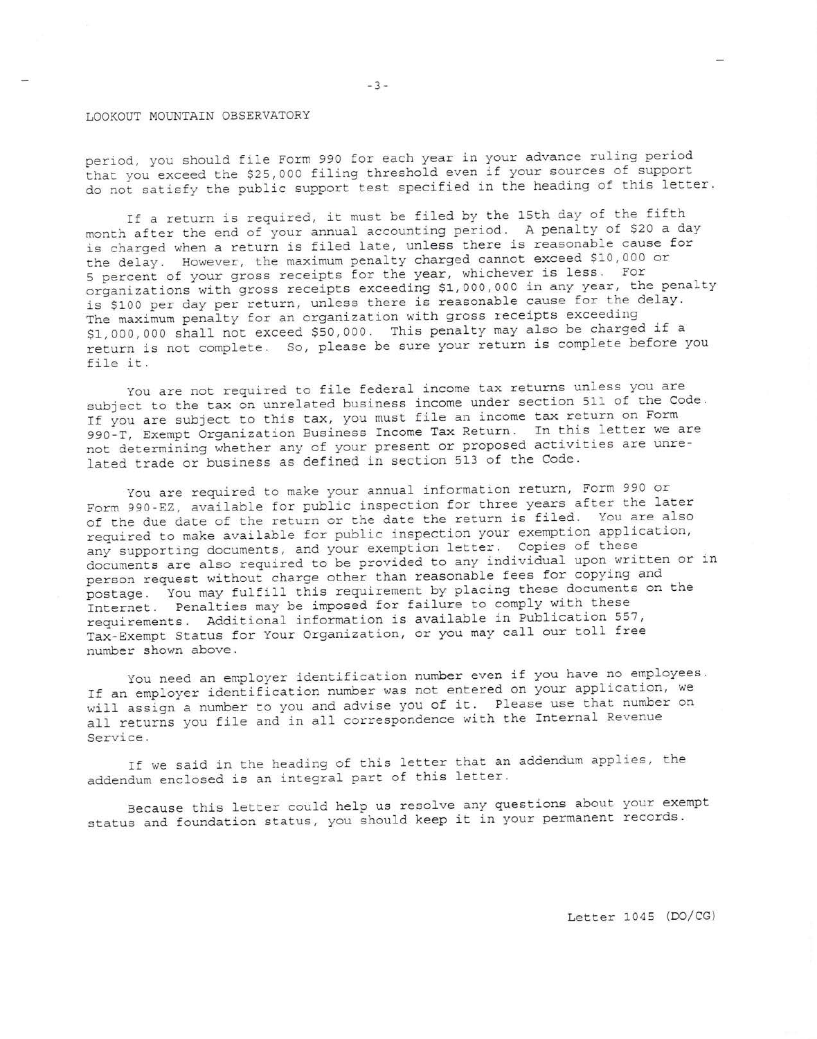period, you should file Form 990 for each year in your advance ruling period that you exceed the $25,000 filing threshold even if your sources of support do not satisfy the public support test specified in the heading of this letter.

If a return is required, it must be filed by the 15th day of the fifth month after the end of your annual accounting period. A penalty of $20 a day is charged when a return is filed late, unless there is reasonable cause for the delay. However, the maximum penalty charged cannot exceed $10,000 or 5 percent of your gross receipts for the year, whichever is less. For organizations with gross receipts exceeding $1,000,000 in any year, the penalty is $100 per day per return, unless there is reasonable cause for the delay. The maximum penalty for an organization with gross receipts exceeding $1,000,000 shall not exceed $50,000. This penalty may also be charged if a return is not complete. So, please be sure your return is complete before you file it.

You are not required to file federal income tax returns unless you are subject to the tax on unrelated business income under section 511 of the Code. If you are subject to this tax, you must file an income tax return on Form 990-T, Exempt Organization Business Income Tax Return. In this letter we are not determining whether any of your present or proposed activities are unrelated trade or business as defined in section 513 of the Code.

You are required to make your annual information return, Form 990 or Form 990-EZ, available for public inspection for three years after the later of the due date of the return or the date the return is filed. You are also required to make available for public inspection your exemption application, any supporting documents, and your exemption letter. Copies of these documents are also required to be provided to any individual upon written or in person request without charge other than reasonable fees for copying and postage. You may fulfill this requirement by placing these documents on the Internet. Penalties may be imposed for failure to comply with these requirements. Additional information is available in Publication 557, Tax-Exempt Status for Your Organization, or you may call our toll free number shown above.

You need an employer identification number even if you have no employees. If an employer identification number was not entered on your application, we will assign a number to you and advise you of it. Please use that number on all returns you file and in all correspondence with the Internal Revenue Service.

If we said in the heading of this letter that an addendum applies, the addendum enclosed is an integral part of this letter.

Because this letter could help us resolve any questions about your exempt status and foundation status, you should keep it in your permanent records.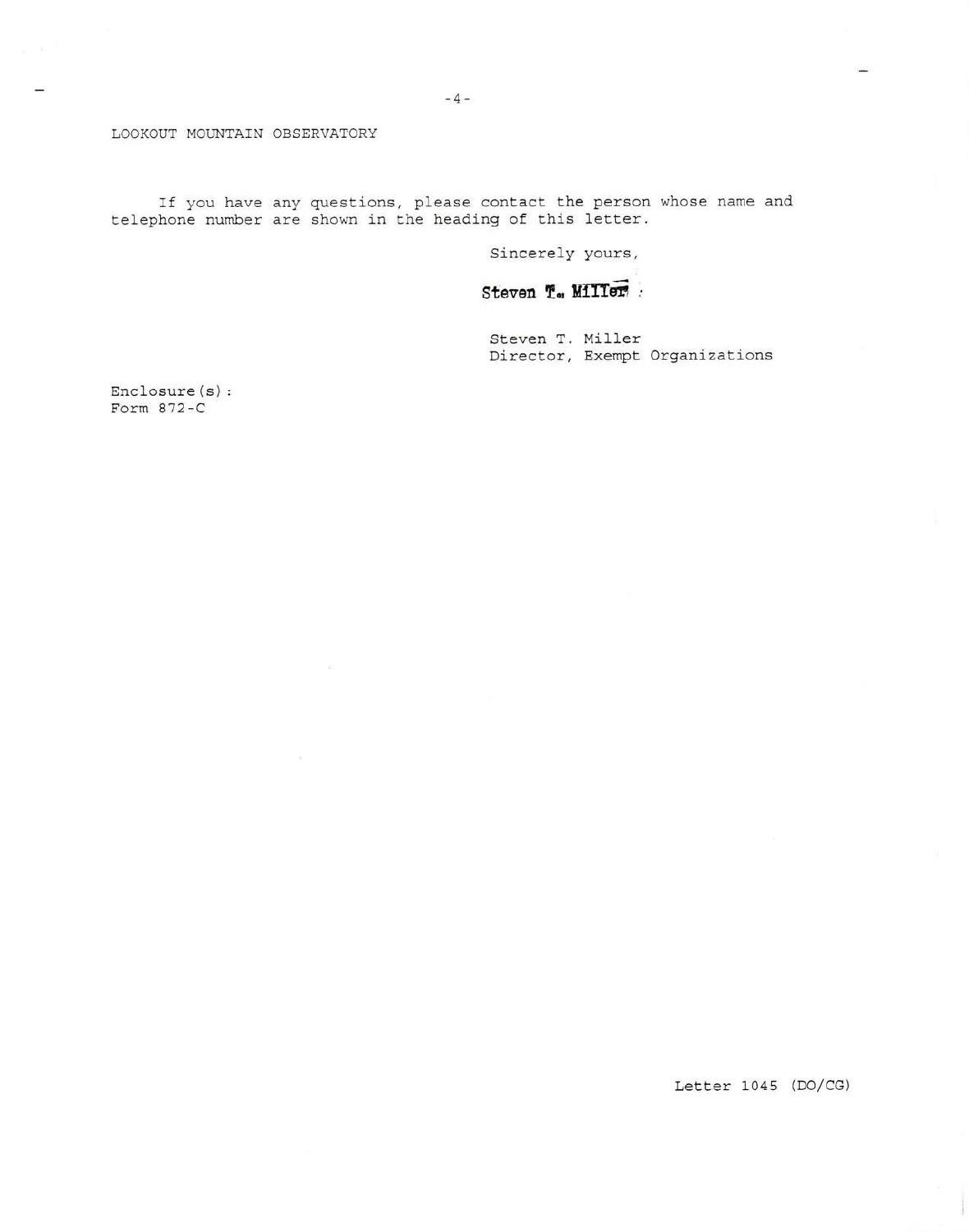LOOKOUT MOUNTAIN OBSERVATORY

If you have any questions, please contact the person whose name and telephone number are shown in the heading of this letter.

Sincerely yours,

Steven T. Miller

Steven T. Miller
Director, Exempt Organizations

Enclosure(s):
Form 872-C

Letter 1045 (DO/CG)